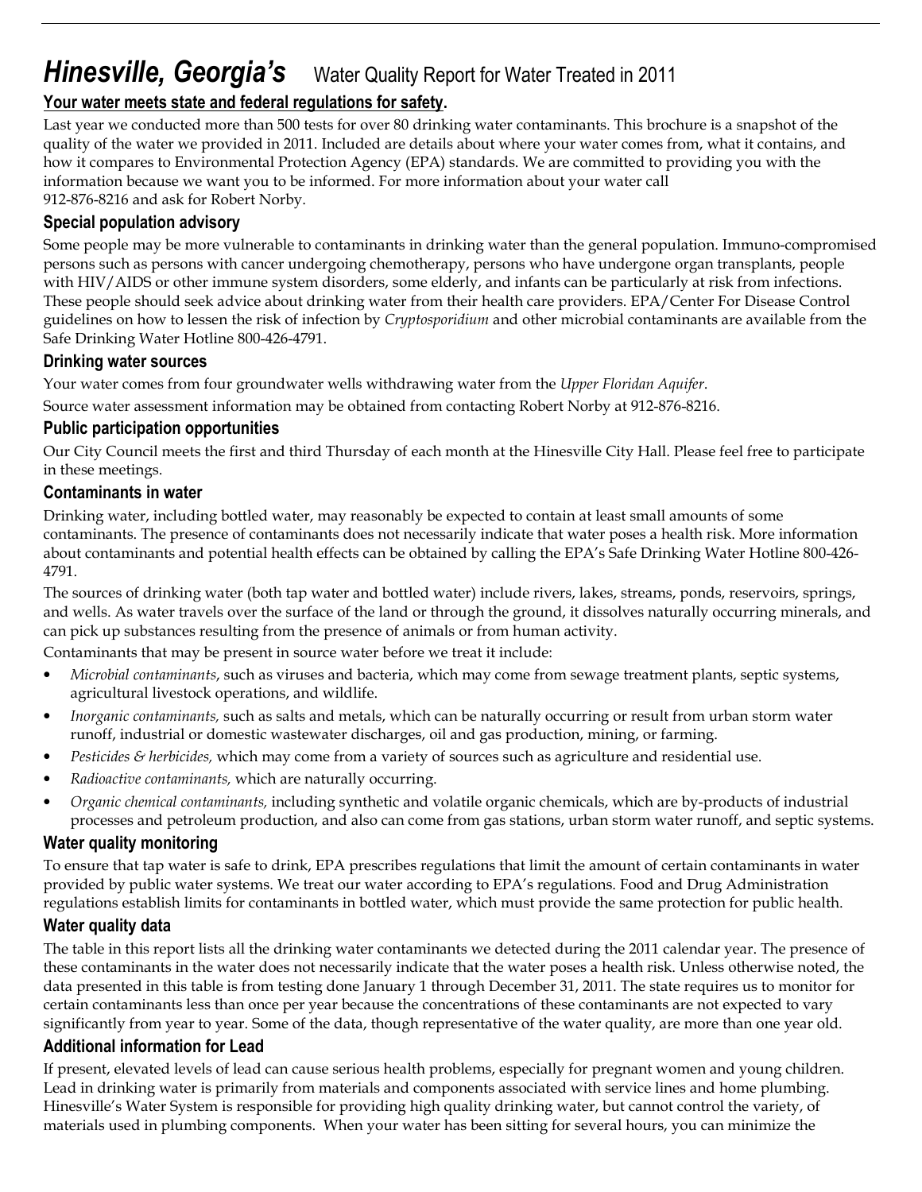# *Hinesville, Georgia's* Water Quality Report for Water Treated in 2011

**Your water meets state and federal regulations for safety.**

Last year we conducted more than 500 tests for over 80 drinking water contaminants. This brochure is a snapshot of the quality of the water we provided in 2011. Included are details about where your water comes from, what it contains, and how it compares to Environmental Protection Agency (EPA) standards. We are committed to providing you with the information because we want you to be informed. For more information about your water call 912-876-8216 and ask for Robert Norby.

### Special population advisory

Some people may be more vulnerable to contaminants in drinking water than the general population. Immuno-compromised persons such as persons with cancer undergoing chemotherapy, persons who have undergone organ transplants, people with HIV/AIDS or other immune system disorders, some elderly, and infants can be particularly at risk from infections. These people should seek advice about drinking water from their health care providers. EPA/Center For Disease Control guidelines on how to lessen the risk of infection by *Cryptosporidium* and other microbial contaminants are available from the Safe Drinking Water Hotline 800-426-4791.

### Drinking water sources

Your water comes from four groundwater wells withdrawing water from the *Upper Floridan Aquifer*.

Source water assessment information may be obtained from contacting Robert Norby at 912-876-8216.

### Public participation opportunities

Our City Council meets the first and third Thursday of each month at the Hinesville City Hall. Please feel free to participate in these meetings.

### Contaminants in water

Drinking water, including bottled water, may reasonably be expected to contain at least small amounts of some contaminants. The presence of contaminants does not necessarily indicate that water poses a health risk. More information about contaminants and potential health effects can be obtained by calling the EPA's Safe Drinking Water Hotline 800-426-4791.

The sources of drinking water (both tap water and bottled water) include rivers, lakes, streams, ponds, reservoirs, springs, and wells. As water travels over the surface of the land or through the ground, it dissolves naturally occurring minerals, and can pick up substances resulting from the presence of animals or from human activity.

Contaminants that may be present in source water before we treat it include:

- *Microbial contaminants*, such as viruses and bacteria, which may come from sewage treatment plants, septic systems, agricultural livestock operations, and wildlife.
- *Inorganic contaminants,* such as salts and metals, which can be naturally occurring or result from urban storm water runoff, industrial or domestic wastewater discharges, oil and gas production, mining, or farming.
- *Pesticides & herbicides,* which may come from a variety of sources such as agriculture and residential use.
- *Radioactive contaminants,* which are naturally occurring.
- *Organic chemical contaminants,* including synthetic and volatile organic chemicals, which are by-products of industrial processes and petroleum production, and also can come from gas stations, urban storm water runoff, and septic systems.

### Water quality monitoring

To ensure that tap water is safe to drink, EPA prescribes regulations that limit the amount of certain contaminants in water provided by public water systems. We treat our water according to EPA's regulations. Food and Drug Administration regulations establish limits for contaminants in bottled water, which must provide the same protection for public health.

### Water quality data

The table in this report lists all the drinking water contaminants we detected during the 2011 calendar year. The presence of these contaminants in the water does not necessarily indicate that the water poses a health risk. Unless otherwise noted, the data presented in this table is from testing done January 1 through December 31, 2011. The state requires us to monitor for certain contaminants less than once per year because the concentrations of these contaminants are not expected to vary significantly from year to year. Some of the data, though representative of the water quality, are more than one year old.

### Additional information for Lead

If present, elevated levels of lead can cause serious health problems, especially for pregnant women and young children. Lead in drinking water is primarily from materials and components associated with service lines and home plumbing. Hinesville's Water System is responsible for providing high quality drinking water, but cannot control the variety, of materials used in plumbing components. When your water has been sitting for several hours, you can minimize the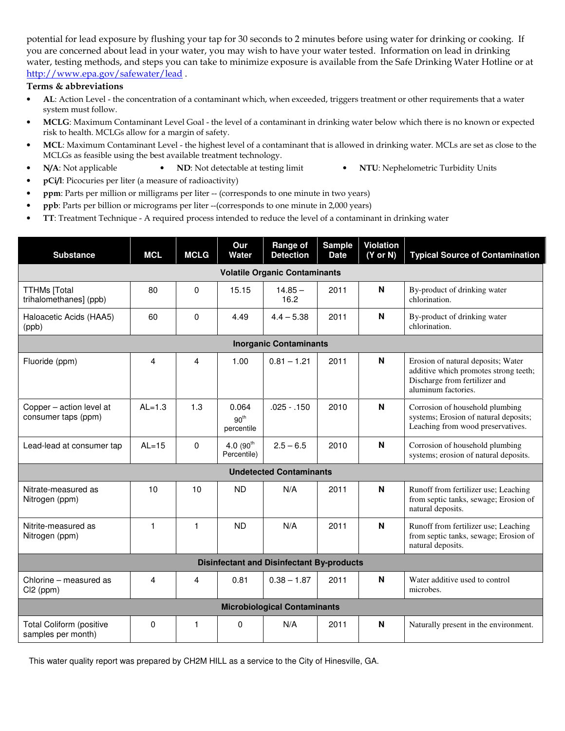potential for lead exposure by flushing your tap for 30 seconds to 2 minutes before using water for drinking or cooking. If you are concerned about lead in your water, you may wish to have your water tested. Information on lead in drinking water, testing methods, and steps you can take to minimize exposure is available from the Safe Drinking Water Hotline or at http://www.epa.gov/safewater/lead .

**Terms & abbreviations**

- **AL**: Action Level - the concentration of a contaminant which, when exceeded, triggers treatment or other requirements that a water system must follow.
- **MCLG**: Maximum Contaminant Level Goal - the level of a contaminant in drinking water below which there is no known or expected risk to health. MCLGs allow for a margin of safety.
- **MCL**: Maximum Contaminant Level - the highest level of a contaminant that is allowed in drinking water. MCLs are set as close to the MCLGs as feasible using the best available treatment technology.
- **N/A**: Not applicable
- **ND**: Not detectable at testing limit
- **NTU**: Nephelometric Turbidity Units
- **pCi/l**: Picocuries per liter (a measure of radioactivity)
- **ppm**: Parts per million or milligrams per liter -- (corresponds to one minute in two years)
- **ppb**: Parts per billion or micrograms per liter --(corresponds to one minute in 2,000 years)
- **TT**: Treatment Technique - A required process intended to reduce the level of a contaminant in drinking water

| Substance | MCL | MCLG | Our Water | Range of Detection | Sample Date | Violation (Y or N) | Typical Source of Contamination |
|---|---|---|---|---|---|---|---|
| **Volatile Organic Contaminants** | | | | | | | |
| TTHMs [Total trihalomethanes] (ppb) | 80 | 0 | 15.15 | 14.85 – 16.2 | 2011 | **N** | By-product of drinking water chlorination. |
| Haloacetic Acids (HAA5) (ppb) | 60 | 0 | 4.49 | 4.4 – 5.38 | 2011 | **N** | By-product of drinking water chlorination. |
| **Inorganic Contaminants** | | | | | | | |
| Fluoride (ppm) | 4 | 4 | 1.00 | 0.81 – 1.21 | 2011 | **N** | Erosion of natural deposits; Water additive which promotes strong teeth; Discharge from fertilizer and aluminum factories. |
| Copper – action level at consumer taps (ppm) | AL=1.3 | 1.3 | 0.064 90th percentile | .025 - .150 | 2010 | **N** | Corrosion of household plumbing systems; Erosion of natural deposits; Leaching from wood preservatives. |
| Lead-lead at consumer tap | AL=15 | 0 | 4.0 (90th Percentile) | 2.5 – 6.5 | 2010 | **N** | Corrosion of household plumbing systems; erosion of natural deposits. |
| **Undetected Contaminants** | | | | | | | |
| Nitrate-measured as Nitrogen (ppm) | 10 | 10 | ND | N/A | 2011 | **N** | Runoff from fertilizer use; Leaching from septic tanks, sewage; Erosion of natural deposits. |
| Nitrite-measured as Nitrogen (ppm) | 1 | 1 | ND | N/A | 2011 | **N** | Runoff from fertilizer use; Leaching from septic tanks, sewage; Erosion of natural deposits. |
| **Disinfectant and Disinfectant By-products** | | | | | | | |
| Chlorine – measured as Cl2 (ppm) | 4 | 4 | 0.81 | 0.38 – 1.87 | 2011 | **N** | Water additive used to control microbes. |
| **Microbiological Contaminants** | | | | | | | |
| Total Coliform (positive samples per month) | 0 | 1 | 0 | N/A | 2011 | **N** | Naturally present in the environment. |

This water quality report was prepared by CH2M HILL as a service to the City of Hinesville, GA.